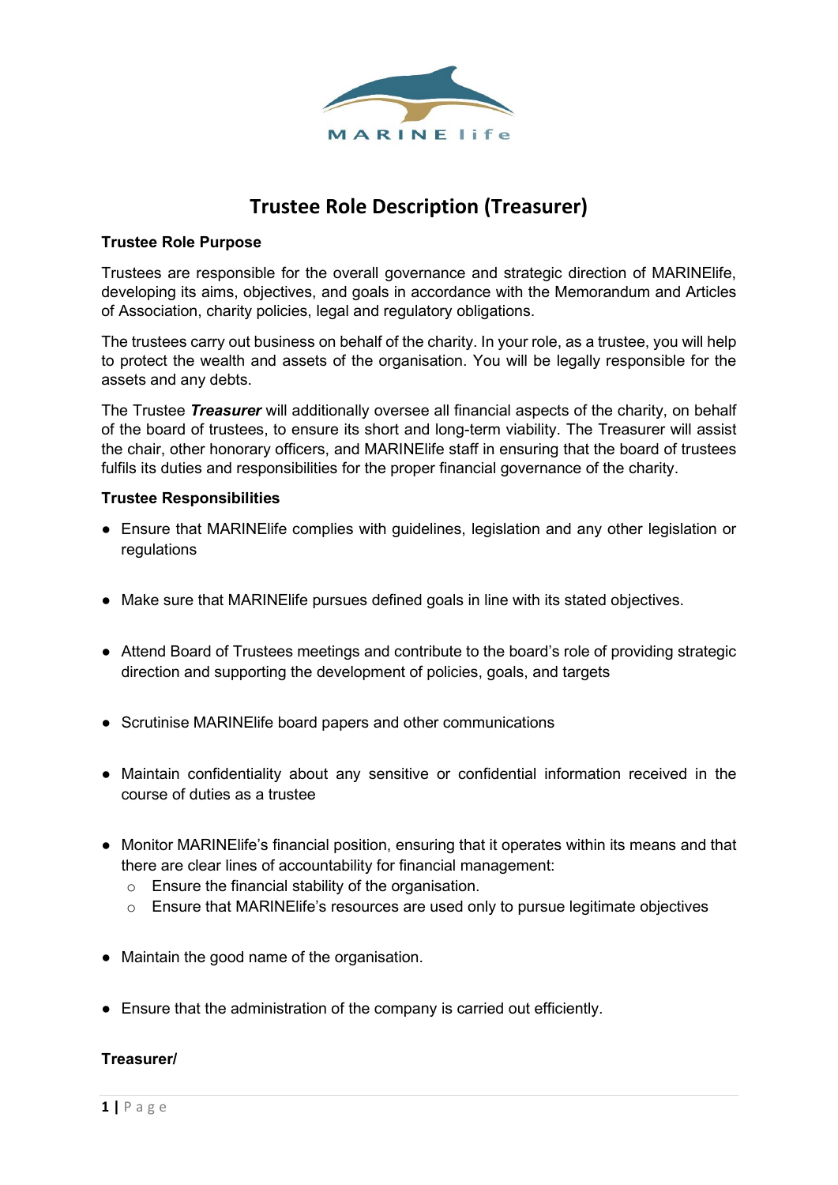# Trustee Role Description (Treasurer)

**Trustee Role Purpose**

Trustees are responsible for the overall governance and strategic direction of MARINElife, developing its aims, objectives, and goals in accordance with the Memorandum and Articles of Association, charity policies, legal and regulatory obligations.

The trustees carry out business on behalf of the charity. In your role, as a trustee, you will help to protect the wealth and assets of the organisation. You will be legally responsible for the assets and any debts.

The Trustee ***Treasurer*** will additionally oversee all financial aspects of the charity, on behalf of the board of trustees, to ensure its short and long-term viability. The Treasurer will assist the chair, other honorary officers, and MARINElife staff in ensuring that the board of trustees fulfils its duties and responsibilities for the proper financial governance of the charity.

**Trustee Responsibilities**

- Ensure that MARINElife complies with guidelines, legislation and any other legislation or regulations
- Make sure that MARINElife pursues defined goals in line with its stated objectives.
- Attend Board of Trustees meetings and contribute to the board's role of providing strategic direction and supporting the development of policies, goals, and targets
- Scrutinise MARINElife board papers and other communications
- Maintain confidentiality about any sensitive or confidential information received in the course of duties as a trustee
- Monitor MARINElife's financial position, ensuring that it operates within its means and that there are clear lines of accountability for financial management:
  - Ensure the financial stability of the organisation.
  - Ensure that MARINElife's resources are used only to pursue legitimate objectives
- Maintain the good name of the organisation.
- Ensure that the administration of the company is carried out efficiently.

**Treasurer/**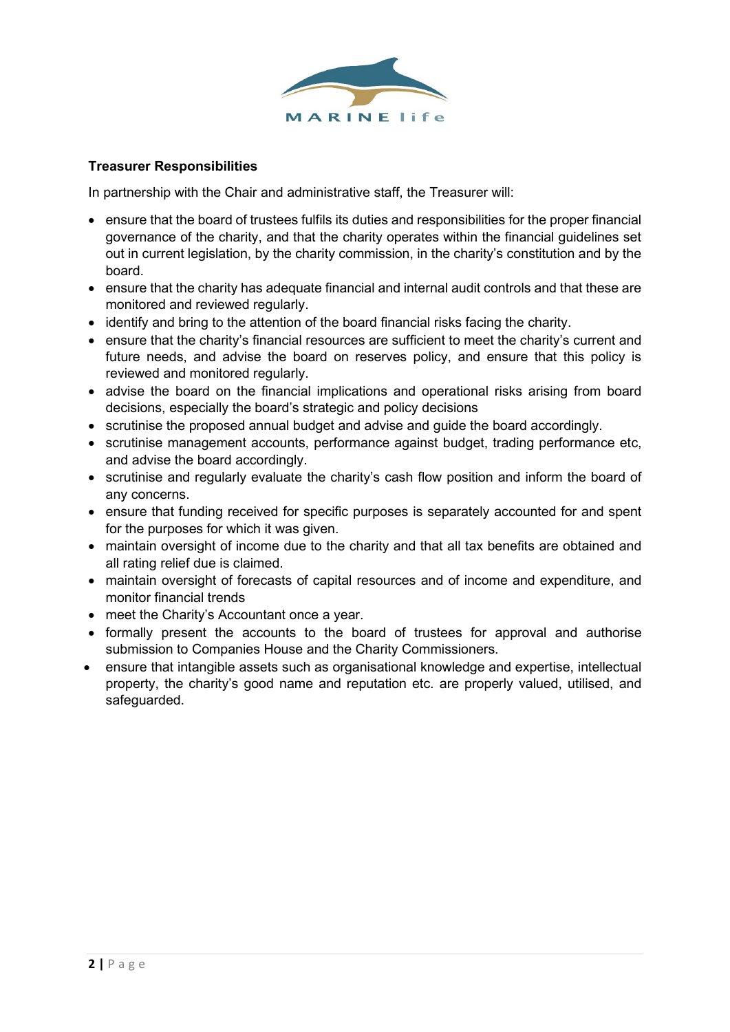**Treasurer Responsibilities**

In partnership with the Chair and administrative staff, the Treasurer will:

- ensure that the board of trustees fulfils its duties and responsibilities for the proper financial governance of the charity, and that the charity operates within the financial guidelines set out in current legislation, by the charity commission, in the charity's constitution and by the board.
- ensure that the charity has adequate financial and internal audit controls and that these are monitored and reviewed regularly.
- identify and bring to the attention of the board financial risks facing the charity.
- ensure that the charity's financial resources are sufficient to meet the charity's current and future needs, and advise the board on reserves policy, and ensure that this policy is reviewed and monitored regularly.
- advise the board on the financial implications and operational risks arising from board decisions, especially the board's strategic and policy decisions
- scrutinise the proposed annual budget and advise and guide the board accordingly.
- scrutinise management accounts, performance against budget, trading performance etc, and advise the board accordingly.
- scrutinise and regularly evaluate the charity's cash flow position and inform the board of any concerns.
- ensure that funding received for specific purposes is separately accounted for and spent for the purposes for which it was given.
- maintain oversight of income due to the charity and that all tax benefits are obtained and all rating relief due is claimed.
- maintain oversight of forecasts of capital resources and of income and expenditure, and monitor financial trends
- meet the Charity's Accountant once a year.
- formally present the accounts to the board of trustees for approval and authorise submission to Companies House and the Charity Commissioners.
- ensure that intangible assets such as organisational knowledge and expertise, intellectual property, the charity's good name and reputation etc. are properly valued, utilised, and safeguarded.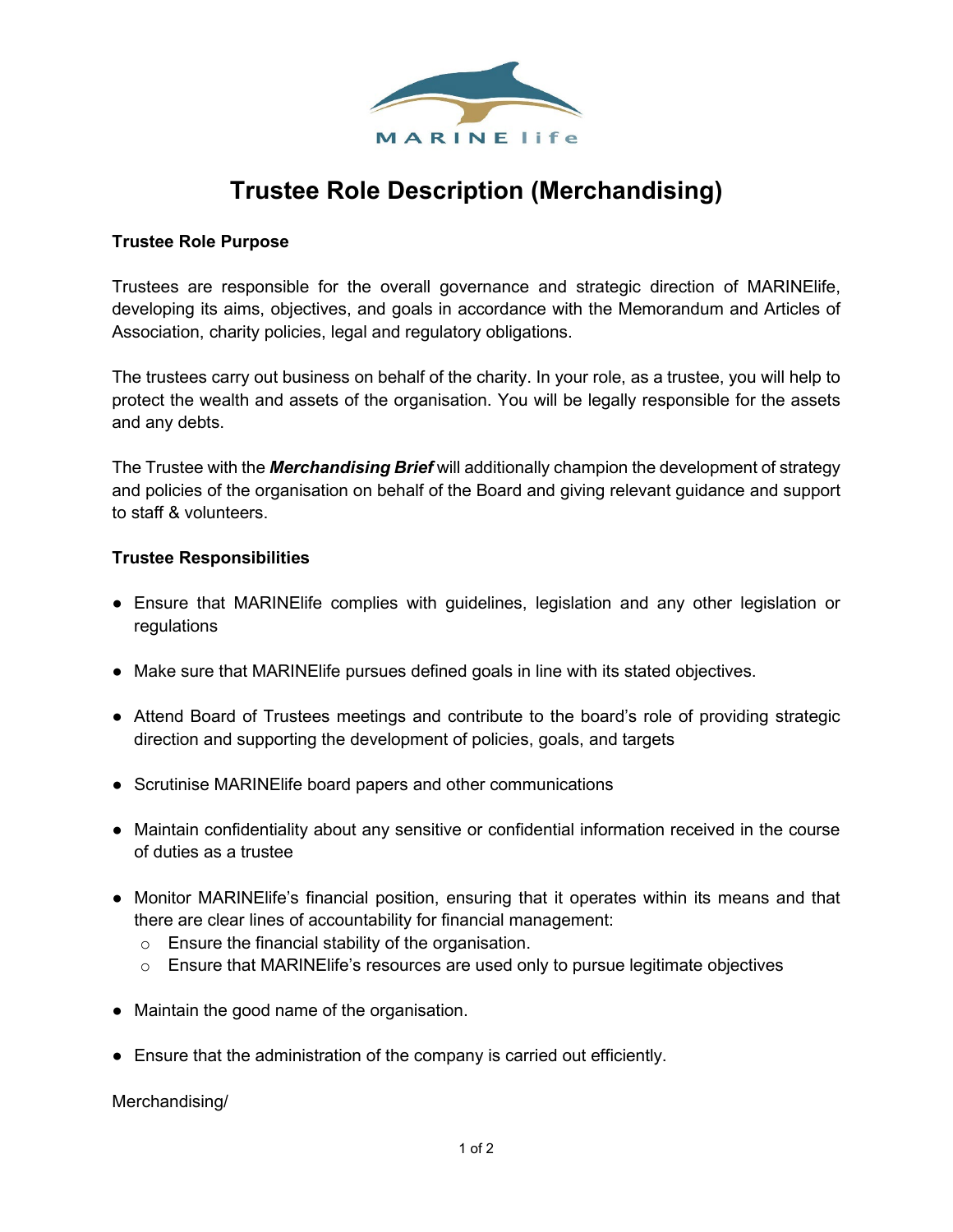# Trustee Role Description (Merchandising)

**Trustee Role Purpose**

Trustees are responsible for the overall governance and strategic direction of MARINElife, developing its aims, objectives, and goals in accordance with the Memorandum and Articles of Association, charity policies, legal and regulatory obligations.

The trustees carry out business on behalf of the charity. In your role, as a trustee, you will help to protect the wealth and assets of the organisation. You will be legally responsible for the assets and any debts.

The Trustee with the ***Merchandising Brief*** will additionally champion the development of strategy and policies of the organisation on behalf of the Board and giving relevant guidance and support to staff & volunteers.

**Trustee Responsibilities**

- Ensure that MARINElife complies with guidelines, legislation and any other legislation or regulations
- Make sure that MARINElife pursues defined goals in line with its stated objectives.
- Attend Board of Trustees meetings and contribute to the board's role of providing strategic direction and supporting the development of policies, goals, and targets
- Scrutinise MARINElife board papers and other communications
- Maintain confidentiality about any sensitive or confidential information received in the course of duties as a trustee
- Monitor MARINElife's financial position, ensuring that it operates within its means and that there are clear lines of accountability for financial management:
  - Ensure the financial stability of the organisation.
  - Ensure that MARINElife's resources are used only to pursue legitimate objectives
- Maintain the good name of the organisation.
- Ensure that the administration of the company is carried out efficiently.

Merchandising/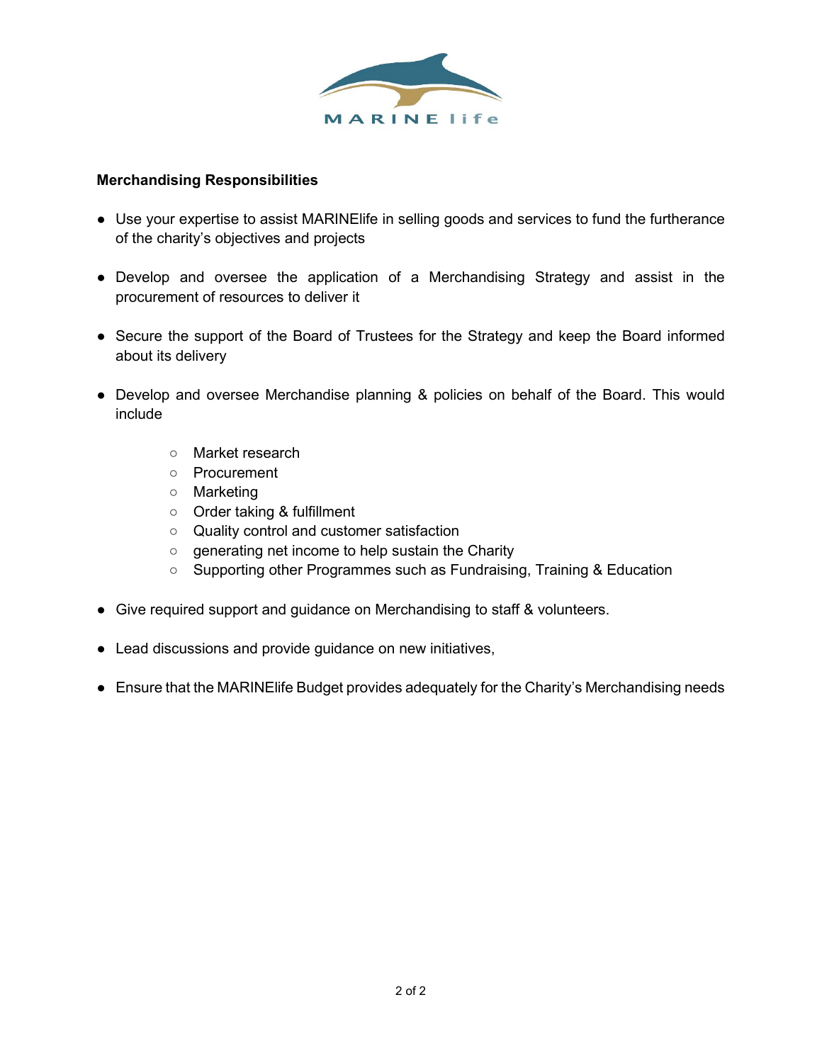**Merchandising Responsibilities**

- Use your expertise to assist MARINElife in selling goods and services to fund the furtherance of the charity's objectives and projects

- Develop and oversee the application of a Merchandising Strategy and assist in the procurement of resources to deliver it

- Secure the support of the Board of Trustees for the Strategy and keep the Board informed about its delivery

- Develop and oversee Merchandise planning & policies on behalf of the Board. This would include

    - Market research
    - Procurement
    - Marketing
    - Order taking & fulfillment
    - Quality control and customer satisfaction
    - generating net income to help sustain the Charity
    - Supporting other Programmes such as Fundraising, Training & Education

- Give required support and guidance on Merchandising to staff & volunteers.

- Lead discussions and provide guidance on new initiatives,

- Ensure that the MARINElife Budget provides adequately for the Charity's Merchandising needs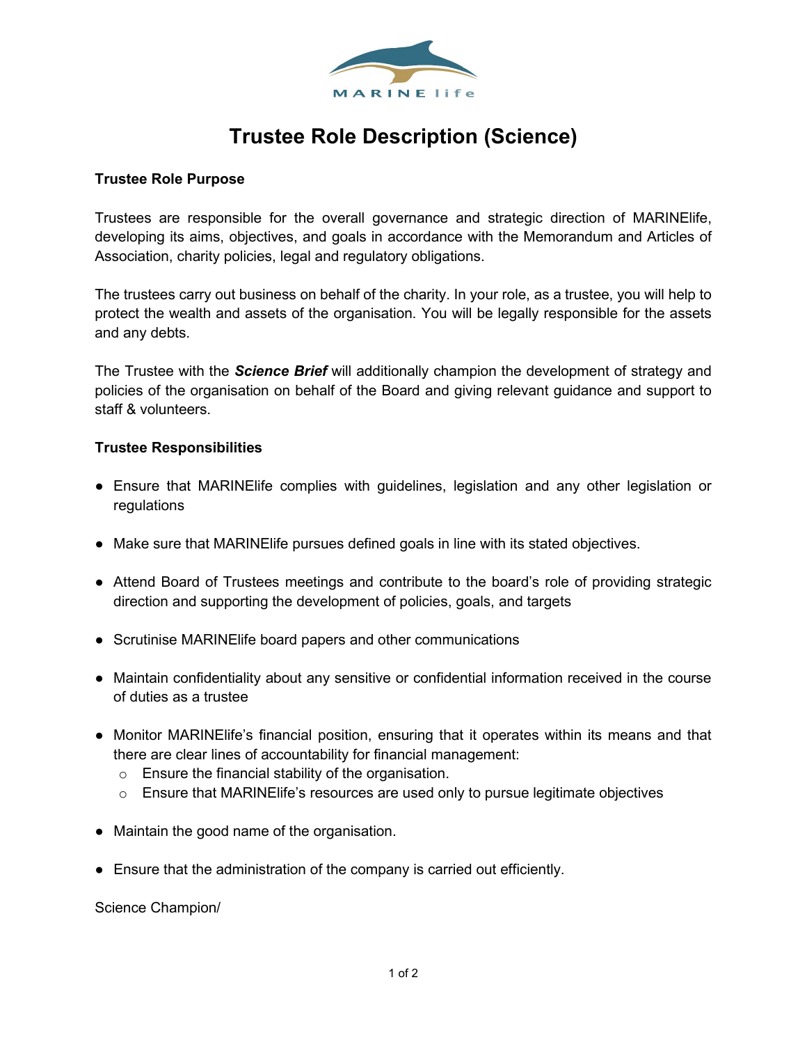# Trustee Role Description (Science)

**Trustee Role Purpose**

Trustees are responsible for the overall governance and strategic direction of MARINElife, developing its aims, objectives, and goals in accordance with the Memorandum and Articles of Association, charity policies, legal and regulatory obligations.

The trustees carry out business on behalf of the charity. In your role, as a trustee, you will help to protect the wealth and assets of the organisation. You will be legally responsible for the assets and any debts.

The Trustee with the ***Science Brief*** will additionally champion the development of strategy and policies of the organisation on behalf of the Board and giving relevant guidance and support to staff & volunteers.

**Trustee Responsibilities**

- Ensure that MARINElife complies with guidelines, legislation and any other legislation or regulations
- Make sure that MARINElife pursues defined goals in line with its stated objectives.
- Attend Board of Trustees meetings and contribute to the board's role of providing strategic direction and supporting the development of policies, goals, and targets
- Scrutinise MARINElife board papers and other communications
- Maintain confidentiality about any sensitive or confidential information received in the course of duties as a trustee
- Monitor MARINElife's financial position, ensuring that it operates within its means and that there are clear lines of accountability for financial management:
  - Ensure the financial stability of the organisation.
  - Ensure that MARINElife's resources are used only to pursue legitimate objectives
- Maintain the good name of the organisation.
- Ensure that the administration of the company is carried out efficiently.

Science Champion/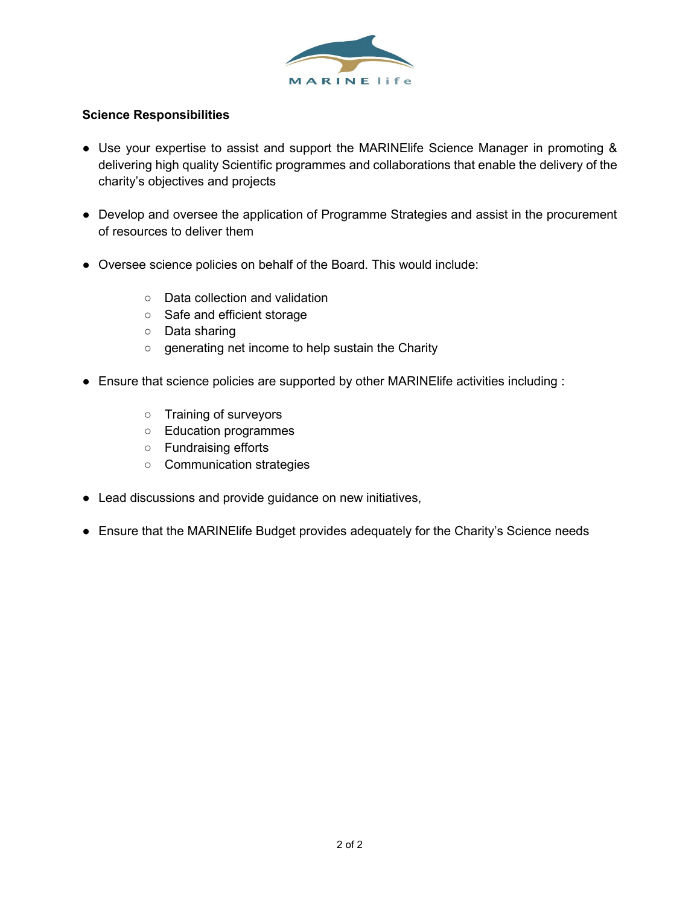**Science Responsibilities**

- Use your expertise to assist and support the MARINElife Science Manager in promoting & delivering high quality Scientific programmes and collaborations that enable the delivery of the charity's objectives and projects

- Develop and oversee the application of Programme Strategies and assist in the procurement of resources to deliver them

- Oversee science policies on behalf of the Board. This would include:

    - Data collection and validation
    - Safe and efficient storage
    - Data sharing
    - generating net income to help sustain the Charity

- Ensure that science policies are supported by other MARINElife activities including :

    - Training of surveyors
    - Education programmes
    - Fundraising efforts
    - Communication strategies

- Lead discussions and provide guidance on new initiatives,

- Ensure that the MARINElife Budget provides adequately for the Charity's Science needs